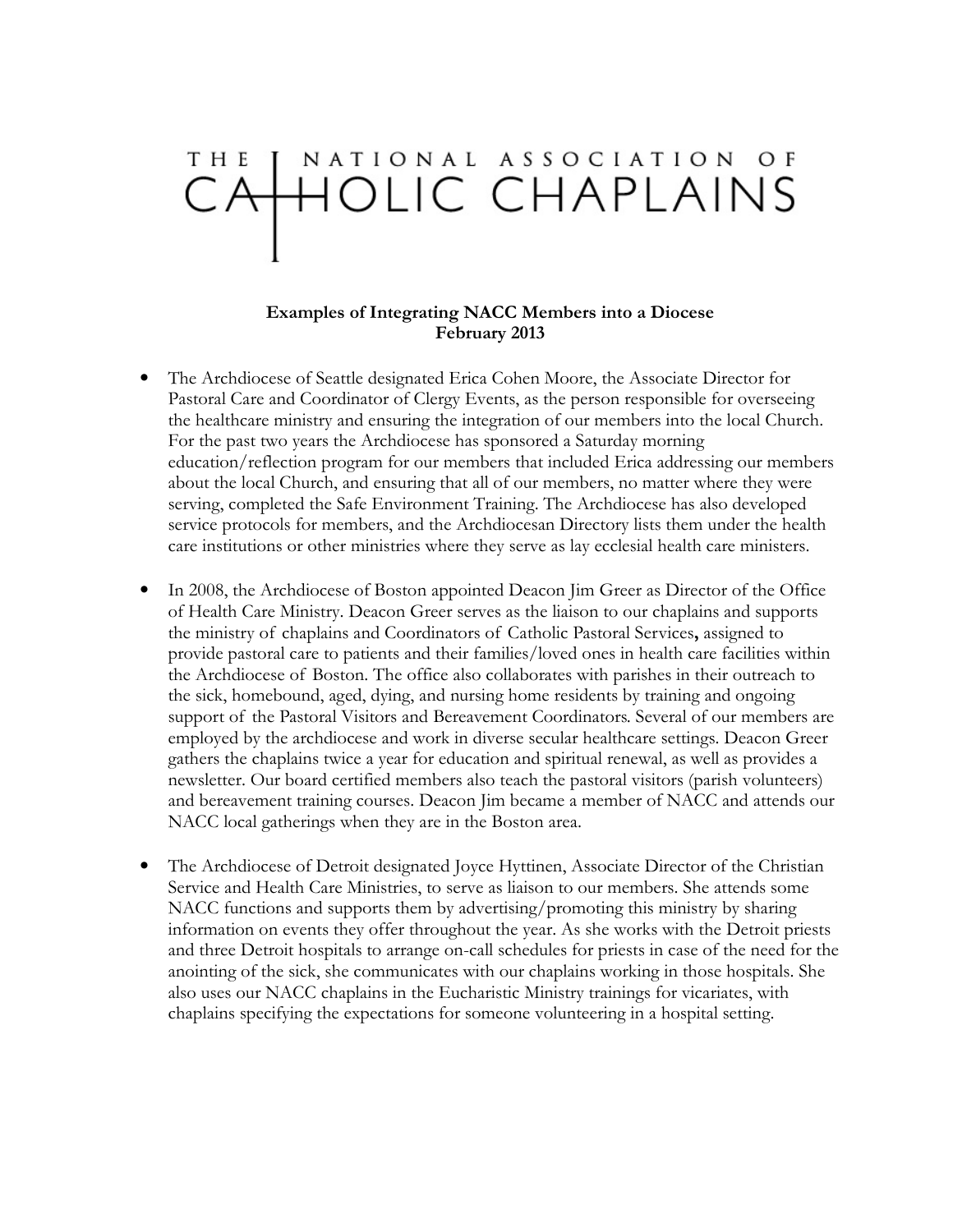# THE NATIONAL ASSOCIATION OF CATHOLIC CHAPLAINS

**Examples of Integrating NACC Members into a Diocese**
**February 2013**

- The Archdiocese of Seattle designated Erica Cohen Moore, the Associate Director for Pastoral Care and Coordinator of Clergy Events, as the person responsible for overseeing the healthcare ministry and ensuring the integration of our members into the local Church. For the past two years the Archdiocese has sponsored a Saturday morning education/reflection program for our members that included Erica addressing our members about the local Church, and ensuring that all of our members, no matter where they were serving, completed the Safe Environment Training. The Archdiocese has also developed service protocols for members, and the Archdiocesan Directory lists them under the health care institutions or other ministries where they serve as lay ecclesial health care ministers.

- In 2008, the Archdiocese of Boston appointed Deacon Jim Greer as Director of the Office of Health Care Ministry. Deacon Greer serves as the liaison to our chaplains and supports the ministry of chaplains and Coordinators of Catholic Pastoral Services**,** assigned to provide pastoral care to patients and their families/loved ones in health care facilities within the Archdiocese of Boston. The office also collaborates with parishes in their outreach to the sick, homebound, aged, dying, and nursing home residents by training and ongoing support of the Pastoral Visitors and Bereavement Coordinators. Several of our members are employed by the archdiocese and work in diverse secular healthcare settings. Deacon Greer gathers the chaplains twice a year for education and spiritual renewal, as well as provides a newsletter. Our board certified members also teach the pastoral visitors (parish volunteers) and bereavement training courses. Deacon Jim became a member of NACC and attends our NACC local gatherings when they are in the Boston area.

- The Archdiocese of Detroit designated Joyce Hyttinen, Associate Director of the Christian Service and Health Care Ministries, to serve as liaison to our members. She attends some NACC functions and supports them by advertising/promoting this ministry by sharing information on events they offer throughout the year. As she works with the Detroit priests and three Detroit hospitals to arrange on-call schedules for priests in case of the need for the anointing of the sick, she communicates with our chaplains working in those hospitals. She also uses our NACC chaplains in the Eucharistic Ministry trainings for vicariates, with chaplains specifying the expectations for someone volunteering in a hospital setting.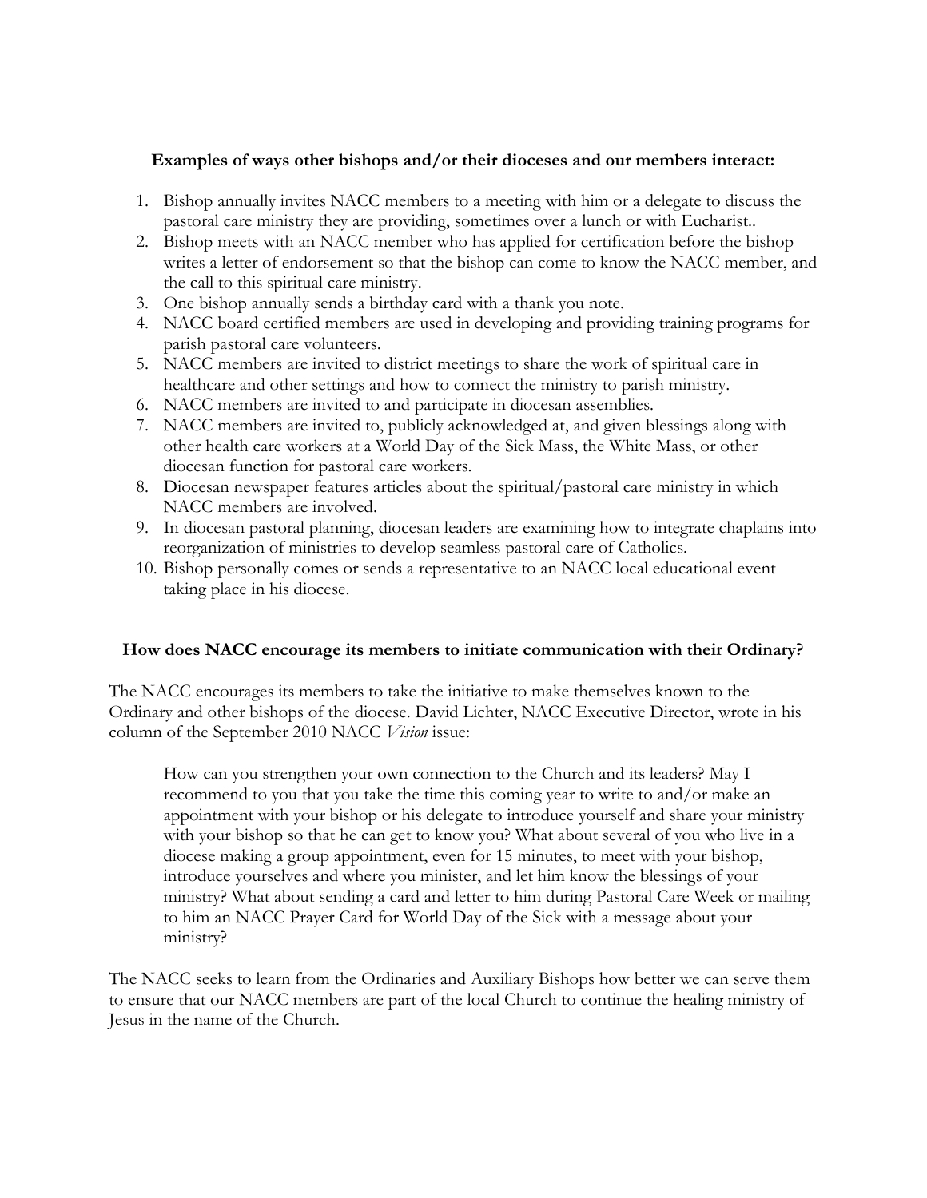**Examples of ways other bishops and/or their dioceses and our members interact:**

1. Bishop annually invites NACC members to a meeting with him or a delegate to discuss the pastoral care ministry they are providing, sometimes over a lunch or with Eucharist..
2. Bishop meets with an NACC member who has applied for certification before the bishop writes a letter of endorsement so that the bishop can come to know the NACC member, and the call to this spiritual care ministry.
3. One bishop annually sends a birthday card with a thank you note.
4. NACC board certified members are used in developing and providing training programs for parish pastoral care volunteers.
5. NACC members are invited to district meetings to share the work of spiritual care in healthcare and other settings and how to connect the ministry to parish ministry.
6. NACC members are invited to and participate in diocesan assemblies.
7. NACC members are invited to, publicly acknowledged at, and given blessings along with other health care workers at a World Day of the Sick Mass, the White Mass, or other diocesan function for pastoral care workers.
8. Diocesan newspaper features articles about the spiritual/pastoral care ministry in which NACC members are involved.
9. In diocesan pastoral planning, diocesan leaders are examining how to integrate chaplains into reorganization of ministries to develop seamless pastoral care of Catholics.
10. Bishop personally comes or sends a representative to an NACC local educational event taking place in his diocese.

**How does NACC encourage its members to initiate communication with their Ordinary?**

The NACC encourages its members to take the initiative to make themselves known to the Ordinary and other bishops of the diocese. David Lichter, NACC Executive Director, wrote in his column of the September 2010 NACC *Vision* issue:

> How can you strengthen your own connection to the Church and its leaders? May I recommend to you that you take the time this coming year to write to and/or make an appointment with your bishop or his delegate to introduce yourself and share your ministry with your bishop so that he can get to know you? What about several of you who live in a diocese making a group appointment, even for 15 minutes, to meet with your bishop, introduce yourselves and where you minister, and let him know the blessings of your ministry? What about sending a card and letter to him during Pastoral Care Week or mailing to him an NACC Prayer Card for World Day of the Sick with a message about your ministry?

The NACC seeks to learn from the Ordinaries and Auxiliary Bishops how better we can serve them to ensure that our NACC members are part of the local Church to continue the healing ministry of Jesus in the name of the Church.